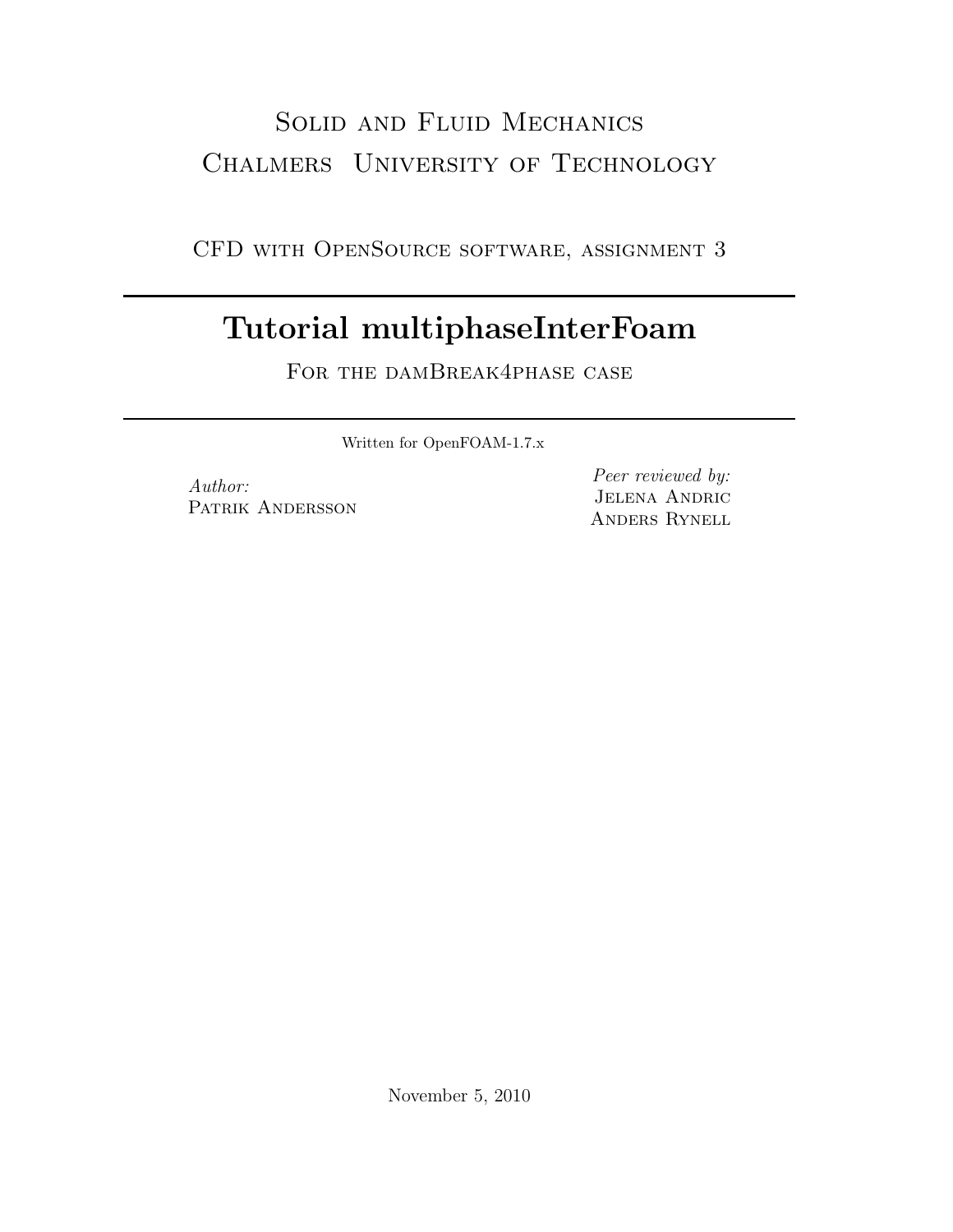Solid and Fluid Mechanics

Chalmers University of Technology

CFD with OpenSource software, assignment 3

# Tutorial multiphaseInterFoam

For the damBreak4phase case

Written for OpenFOAM-1.7.x

*Author:*
Patrik Andersson

*Peer reviewed by:*
Jelena Andric
Anders Rynell

November 5, 2010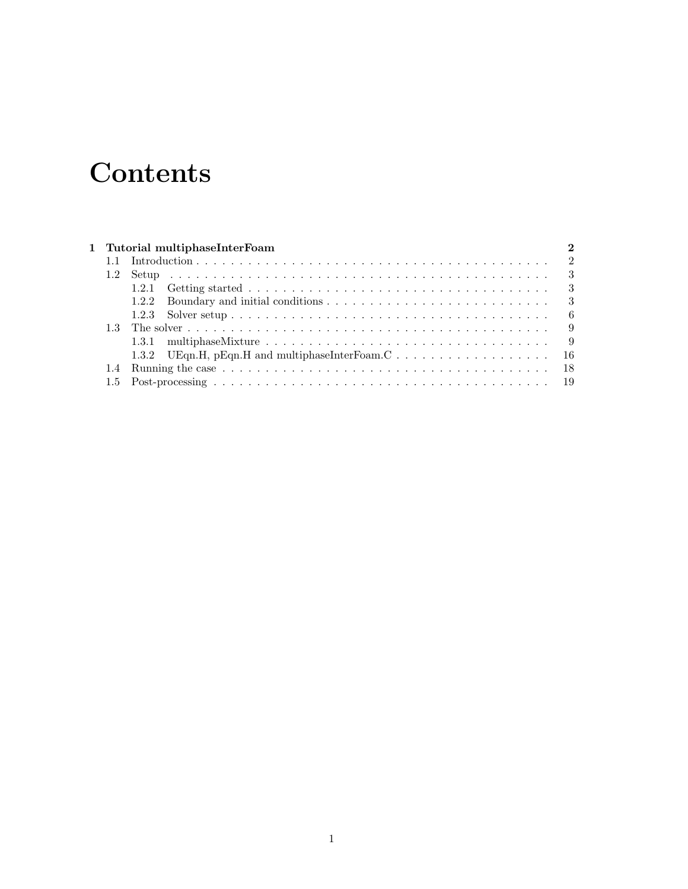# Contents

- **1 Tutorial multiphaseInterFoam** — **2**
  - 1.1 Introduction — 2
  - 1.2 Setup — 3
    - 1.2.1 Getting started — 3
    - 1.2.2 Boundary and initial conditions — 3
    - 1.2.3 Solver setup — 6
  - 1.3 The solver — 9
    - 1.3.1 multiphaseMixture — 9
    - 1.3.2 UEqn.H, pEqn.H and multiphaseInterFoam.C — 16
  - 1.4 Running the case — 18
  - 1.5 Post-processing — 19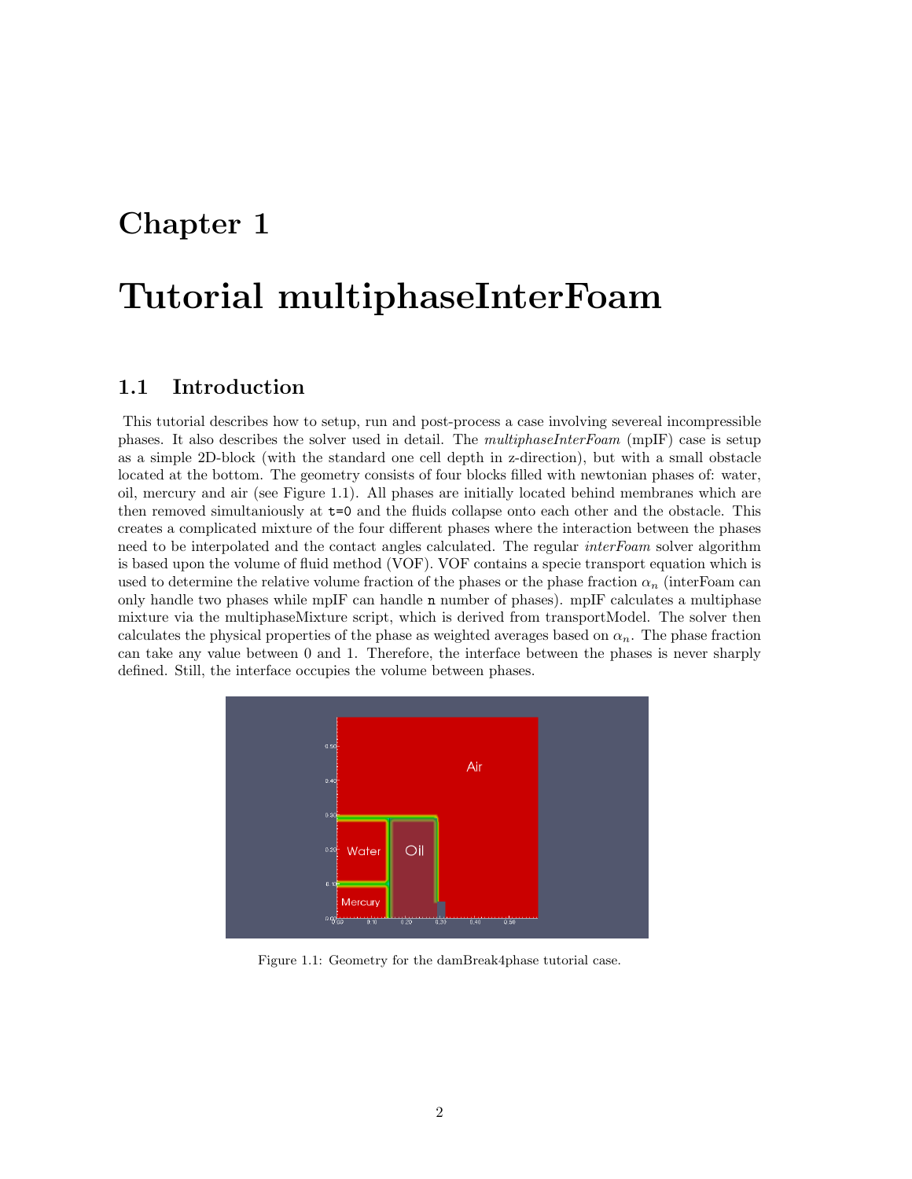# Chapter 1

# Tutorial multiphaseInterFoam

## 1.1 Introduction

This tutorial describes how to setup, run and post-process a case involving severeal incompressible phases. It also describes the solver used in detail. The *multiphaseInterFoam* (mpIF) case is setup as a simple 2D-block (with the standard one cell depth in z-direction), but with a small obstacle located at the bottom. The geometry consists of four blocks filled with newtonian phases of: water, oil, mercury and air (see Figure 1.1). All phases are initially located behind membranes which are then removed simultaniously at `t=0` and the fluids collapse onto each other and the obstacle. This creates a complicated mixture of the four different phases where the interaction between the phases need to be interpolated and the contact angles calculated. The regular *interFoam* solver algorithm is based upon the volume of fluid method (VOF). VOF contains a specie transport equation which is used to determine the relative volume fraction of the phases or the phase fraction $\alpha_n$ (interFoam can only handle two phases while mpIF can handle `n` number of phases). mpIF calculates a multiphase mixture via the multiphaseMixture script, which is derived from transportModel. The solver then calculates the physical properties of the phase as weighted averages based on $\alpha_n$. The phase fraction can take any value between 0 and 1. Therefore, the interface between the phases is never sharply defined. Still, the interface occupies the volume between phases.

Figure 1.1: Geometry for the damBreak4phase tutorial case.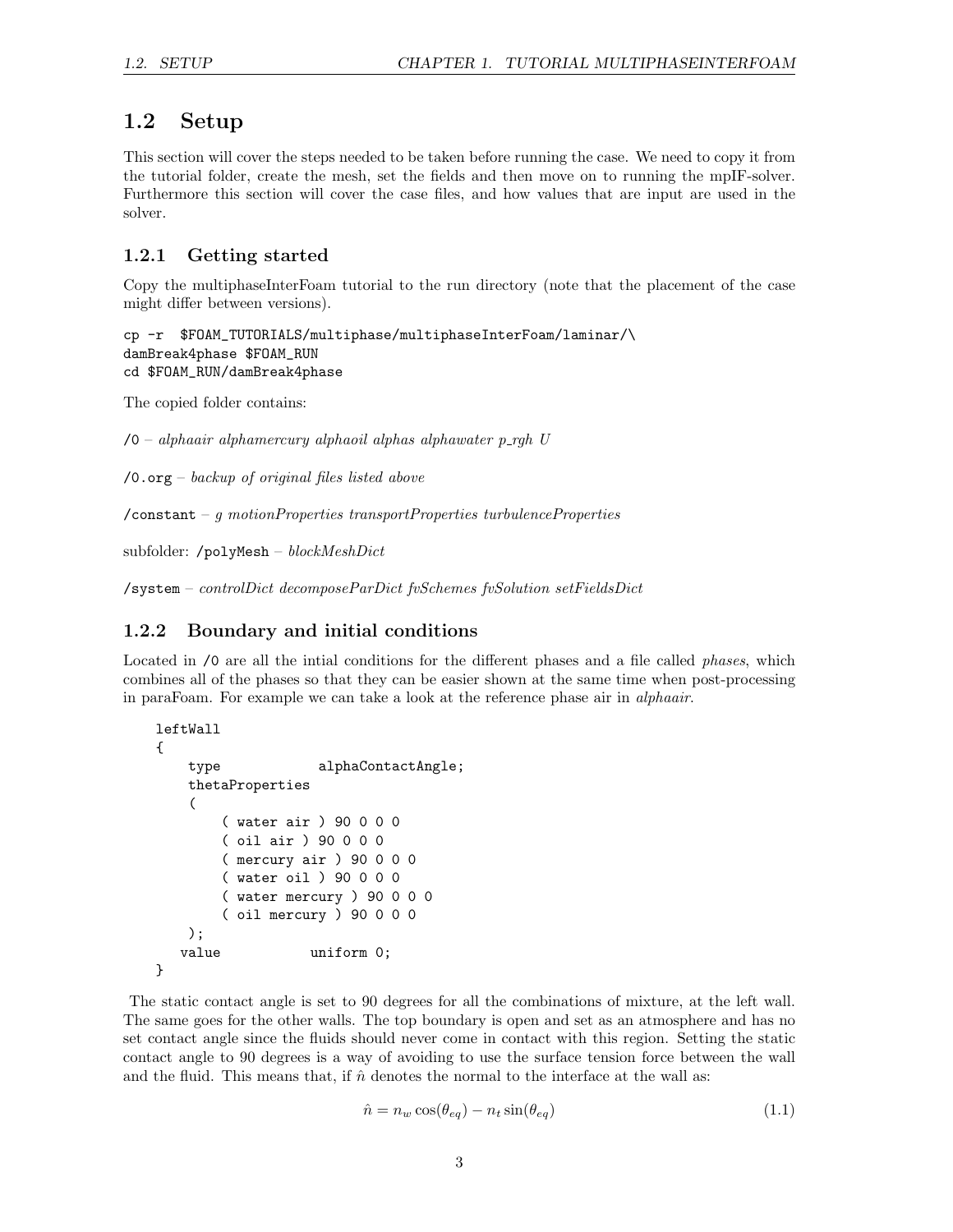## 1.2 Setup

This section will cover the steps needed to be taken before running the case. We need to copy it from the tutorial folder, create the mesh, set the fields and then move on to running the mpIF-solver. Furthermore this section will cover the case files, and how values that are input are used in the solver.

### 1.2.1 Getting started

Copy the multiphaseInterFoam tutorial to the run directory (note that the placement of the case might differ between versions).

```
cp -r  $FOAM_TUTORIALS/multiphase/multiphaseInterFoam/laminar/\
damBreak4phase $FOAM_RUN
cd $FOAM_RUN/damBreak4phase
```

The copied folder contains:

`/0` – *alphaair alphamercury alphaoil alphas alphawater p_rgh U*

`/0.org` – *backup of original files listed above*

`/constant` – *g motionProperties transportProperties turbulenceProperties*

subfolder: `/polyMesh` – *blockMeshDict*

`/system` – *controlDict decomposeParDict fvSchemes fvSolution setFieldsDict*

### 1.2.2 Boundary and initial conditions

Located in `/0` are all the intial conditions for the different phases and a file called *phases*, which combines all of the phases so that they can be easier shown at the same time when post-processing in paraFoam. For example we can take a look at the reference phase air in *alphaair*.

```
leftWall
{
    type            alphaContactAngle;
    thetaProperties
    (
        ( water air ) 90 0 0 0
        ( oil air ) 90 0 0 0
        ( mercury air ) 90 0 0 0
        ( water oil ) 90 0 0 0
        ( water mercury ) 90 0 0 0
        ( oil mercury ) 90 0 0 0
     );
   value           uniform 0;
}
```

The static contact angle is set to 90 degrees for all the combinations of mixture, at the left wall. The same goes for the other walls. The top boundary is open and set as an atmosphere and has no set contact angle since the fluids should never come in contact with this region. Setting the static contact angle to 90 degrees is a way of avoiding to use the surface tension force between the wall and the fluid. This means that, if $\hat{n}$ denotes the normal to the interface at the wall as:

$$\hat{n} = n_w \cos(\theta_{eq}) - n_t \sin(\theta_{eq}) \tag{1.1}$$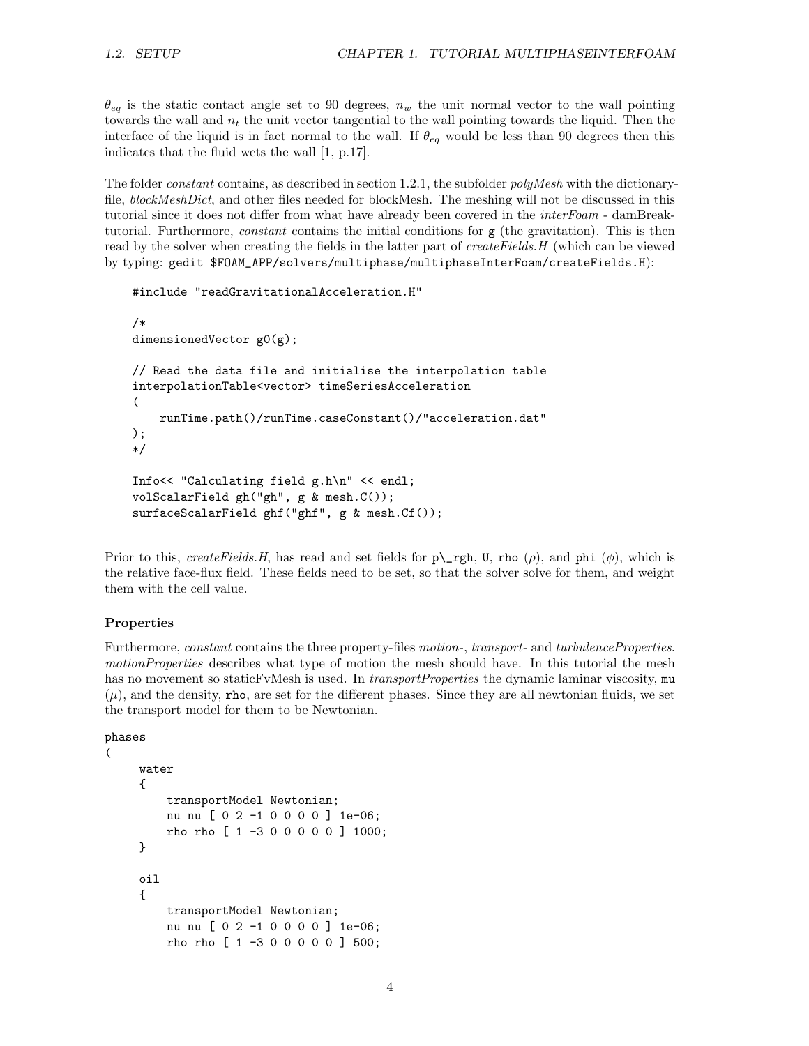$\theta_{eq}$ is the static contact angle set to 90 degrees, $n_w$ the unit normal vector to the wall pointing towards the wall and $n_t$ the unit vector tangential to the wall pointing towards the liquid. Then the interface of the liquid is in fact normal to the wall. If $\theta_{eq}$ would be less than 90 degrees then this indicates that the fluid wets the wall [1, p.17].

The folder *constant* contains, as described in section 1.2.1, the subfolder *polyMesh* with the dictionary-file, *blockMeshDict*, and other files needed for blockMesh. The meshing will not be discussed in this tutorial since it does not differ from what have already been covered in the *interFoam* - damBreak-tutorial. Furthermore, *constant* contains the initial conditions for `g` (the gravitation). This is then read by the solver when creating the fields in the latter part of *createFields.H* (which can be viewed by typing: `gedit $FOAM_APP/solvers/multiphase/multiphaseInterFoam/createFields.H`):

```
#include "readGravitationalAcceleration.H"

/*
dimensionedVector g0(g);

// Read the data file and initialise the interpolation table
interpolationTable<vector> timeSeriesAcceleration
(
    runTime.path()/runTime.caseConstant()/"acceleration.dat"
);
*/

Info<< "Calculating field g.h\n" << endl;
volScalarField gh("gh", g & mesh.C());
surfaceScalarField ghf("ghf", g & mesh.Cf());
```

Prior to this, *createFields.H*, has read and set fields for `p\_rgh`, `U`, `rho` ($\rho$), and `phi` ($\phi$), which is the relative face-flux field. These fields need to be set, so that the solver solve for them, and weight them with the cell value.

**Properties**

Furthermore, *constant* contains the three property-files *motion-*, *transport-* and *turbulenceProperties*. *motionProperties* describes what type of motion the mesh should have. In this tutorial the mesh has no movement so staticFvMesh is used. In *transportProperties* the dynamic laminar viscosity, `mu` ($\mu$), and the density, `rho`, are set for the different phases. Since they are all newtonian fluids, we set the transport model for them to be Newtonian.

```
phases
(
     water
     {
         transportModel Newtonian;
         nu nu [ 0 2 -1 0 0 0 0 ] 1e-06;
         rho rho [ 1 -3 0 0 0 0 0 ] 1000;
     }

     oil
     {
         transportModel Newtonian;
         nu nu [ 0 2 -1 0 0 0 0 ] 1e-06;
         rho rho [ 1 -3 0 0 0 0 0 ] 500;
```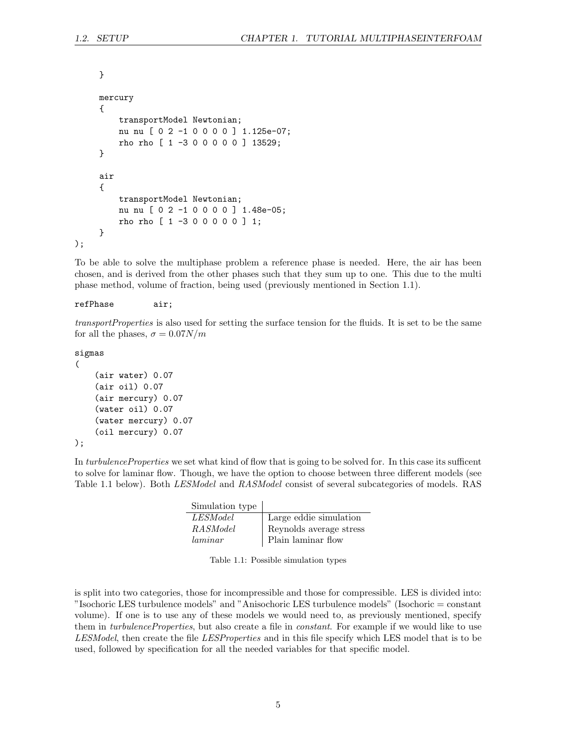```
    }

    mercury
    {
        transportModel Newtonian;
        nu nu [ 0 2 -1 0 0 0 0 ] 1.125e-07;
        rho rho [ 1 -3 0 0 0 0 0 ] 13529;
    }

    air
    {
        transportModel Newtonian;
        nu nu [ 0 2 -1 0 0 0 0 ] 1.48e-05;
        rho rho [ 1 -3 0 0 0 0 0 ] 1;
    }
);
```

To be able to solve the multiphase problem a reference phase is needed. Here, the air has been chosen, and is derived from the other phases such that they sum up to one. This due to the multi phase method, volume of fraction, being used (previously mentioned in Section 1.1).

```
refPhase        air;
```

*transportProperties* is also used for setting the surface tension for the fluids. It is set to be the same for all the phases, $\sigma = 0.07 N/m$

```
sigmas
(
    (air water) 0.07
    (air oil) 0.07
    (air mercury) 0.07
    (water oil) 0.07
    (water mercury) 0.07
    (oil mercury) 0.07
);
```

In *turbulenceProperties* we set what kind of flow that is going to be solved for. In this case its sufficent to solve for laminar flow. Though, we have the option to choose between three different models (see Table 1.1 below). Both *LESModel* and *RASModel* consist of several subcategories of models. RAS is split into two categories, those for incompressible and those for compressible. LES is divided into: "Isochoric LES turbulence models" and "Anisochoric LES turbulence models" (Isochoric = constant volume). If one is to use any of these models we would need to, as previously mentioned, specify them in *turbulenceProperties*, but also create a file in *constant*. For example if we would like to use *LESModel*, then create the file *LESProperties* and in this file specify which LES model that is to be used, followed by specification for all the needed variables for that specific model.

| Simulation type | |
|---|---|
| *LESModel* | Large eddie simulation |
| *RASModel* | Reynolds average stress |
| *laminar* | Plain laminar flow |

Table 1.1: Possible simulation types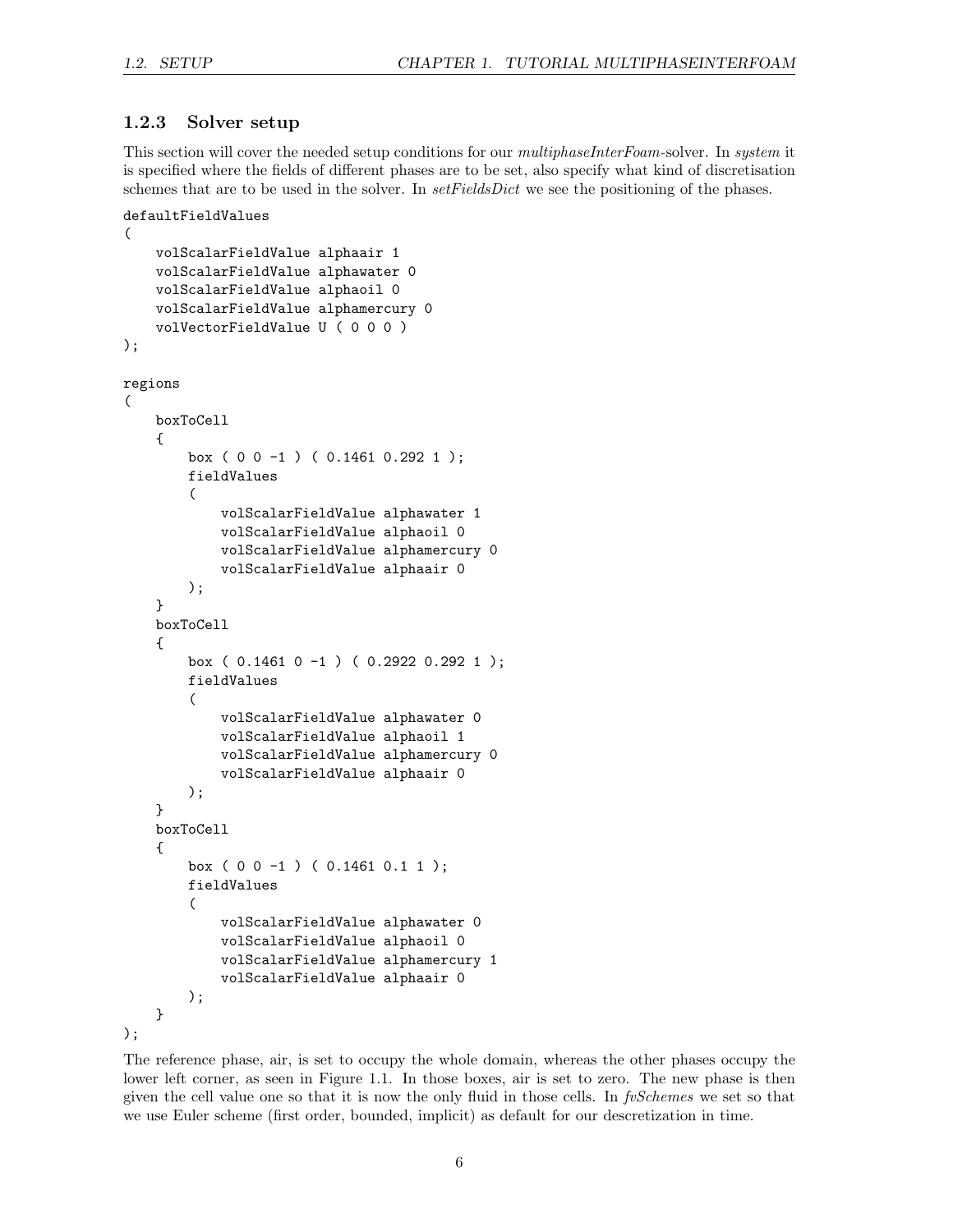### 1.2.3 Solver setup

This section will cover the needed setup conditions for our *multiphaseInterFoam*-solver. In *system* it is specified where the fields of different phases are to be set, also specify what kind of discretisation schemes that are to be used in the solver. In *setFieldsDict* we see the positioning of the phases.

```
defaultFieldValues
(
    volScalarFieldValue alphaair 1
    volScalarFieldValue alphawater 0
    volScalarFieldValue alphaoil 0
    volScalarFieldValue alphamercury 0
    volVectorFieldValue U ( 0 0 0 )
);

regions
(
    boxToCell
    {
        box ( 0 0 -1 ) ( 0.1461 0.292 1 );
        fieldValues
        (
            volScalarFieldValue alphawater 1
            volScalarFieldValue alphaoil 0
            volScalarFieldValue alphamercury 0
            volScalarFieldValue alphaair 0
        );
    }
    boxToCell
    {
        box ( 0.1461 0 -1 ) ( 0.2922 0.292 1 );
        fieldValues
        (
            volScalarFieldValue alphawater 0
            volScalarFieldValue alphaoil 1
            volScalarFieldValue alphamercury 0
            volScalarFieldValue alphaair 0
        );
    }
    boxToCell
    {
        box ( 0 0 -1 ) ( 0.1461 0.1 1 );
        fieldValues
        (
            volScalarFieldValue alphawater 0
            volScalarFieldValue alphaoil 0
            volScalarFieldValue alphamercury 1
            volScalarFieldValue alphaair 0
        );
    }
);
```

The reference phase, air, is set to occupy the whole domain, whereas the other phases occupy the lower left corner, as seen in Figure 1.1. In those boxes, air is set to zero. The new phase is then given the cell value one so that it is now the only fluid in those cells. In *fvSchemes* we set so that we use Euler scheme (first order, bounded, implicit) as default for our descretization in time.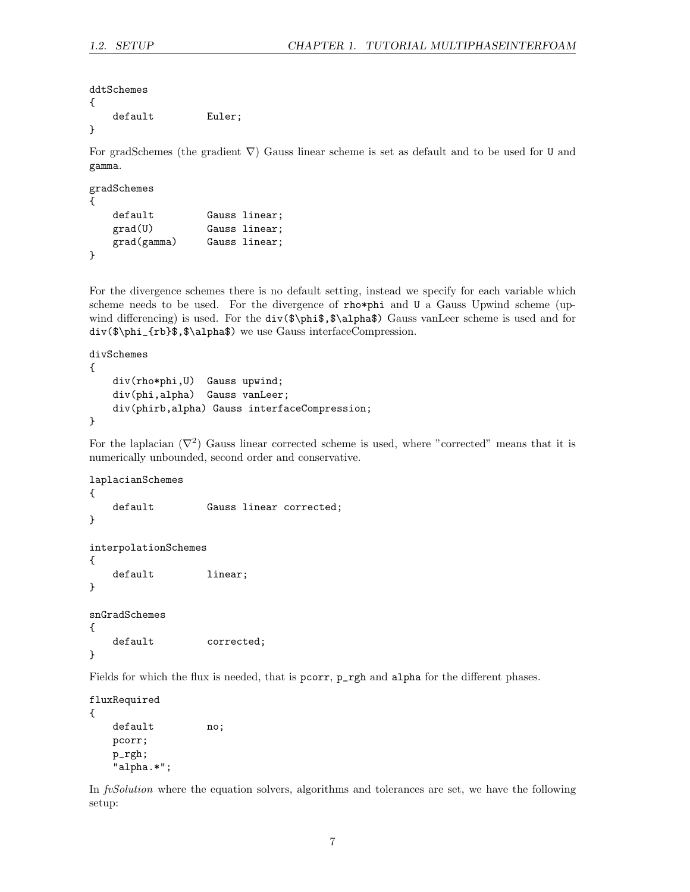```
ddtSchemes
{
    default         Euler;
}
```

For gradSchemes (the gradient $\nabla$) Gauss linear scheme is set as default and to be used for U and gamma.

```
gradSchemes
{
    default         Gauss linear;
    grad(U)         Gauss linear;
    grad(gamma)     Gauss linear;
}
```

For the divergence schemes there is no default setting, instead we specify for each variable which scheme needs to be used. For the divergence of rho*phi and U a Gauss Upwind scheme (upwind differencing) is used. For the div($\phi$,$\alpha$) Gauss vanLeer scheme is used and for div($\phi_{rb}$,$\alpha$) we use Gauss interfaceCompression.

```
divSchemes
{
    div(rho*phi,U)  Gauss upwind;
    div(phi,alpha)  Gauss vanLeer;
    div(phirb,alpha) Gauss interfaceCompression;
}
```

For the laplacian ($\nabla^2$) Gauss linear corrected scheme is used, where "corrected" means that it is numerically unbounded, second order and conservative.

```
laplacianSchemes
{
    default         Gauss linear corrected;
}

interpolationSchemes
{
    default         linear;
}

snGradSchemes
{
    default         corrected;
}
```

Fields for which the flux is needed, that is pcorr, p_rgh and alpha for the different phases.

```
fluxRequired
{
    default         no;
    pcorr;
    p_rgh;
    "alpha.*";
```

In *fvSolution* where the equation solvers, algorithms and tolerances are set, we have the following setup: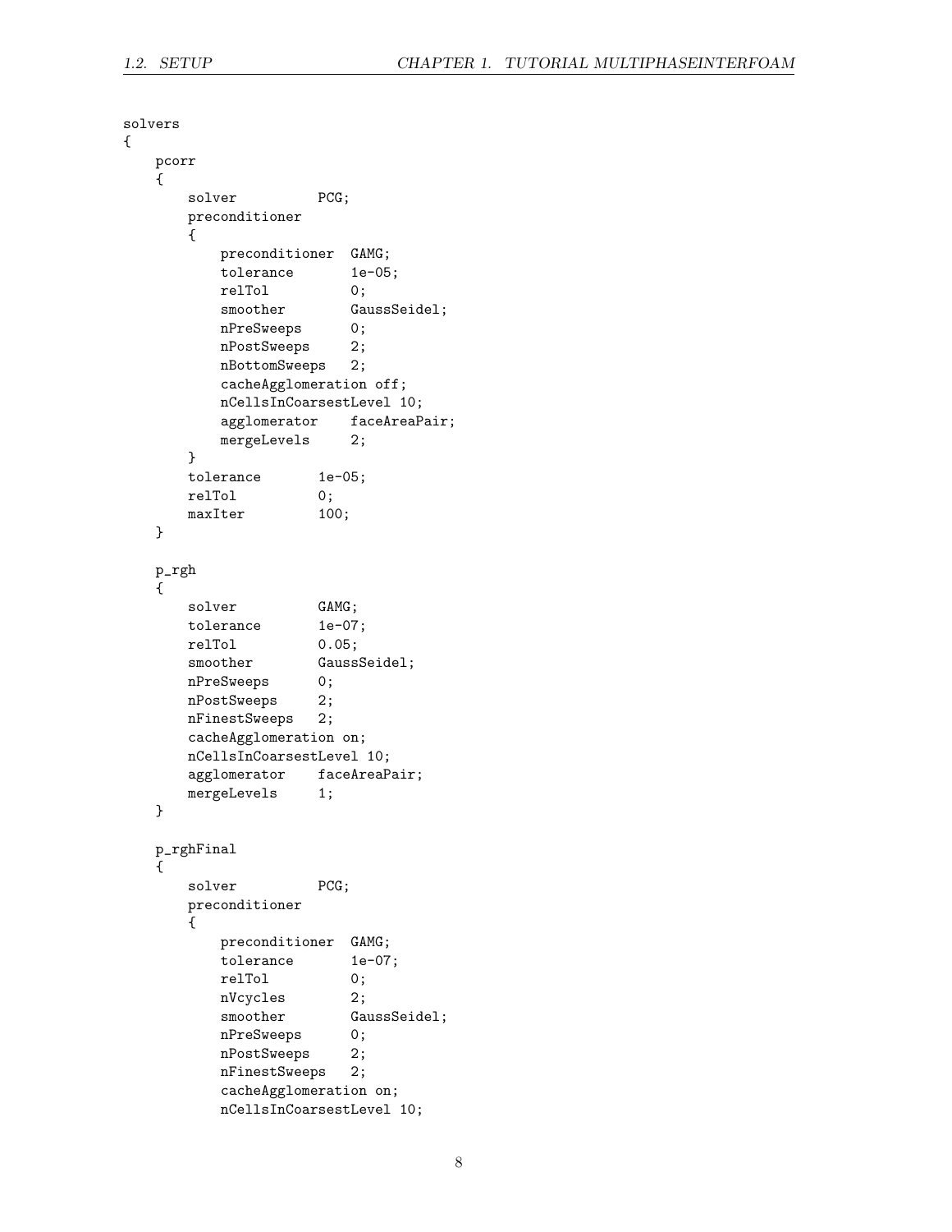```
solvers
{
    pcorr
    {
        solver          PCG;
        preconditioner
        {
            preconditioner  GAMG;
            tolerance       1e-05;
            relTol          0;
            smoother        GaussSeidel;
            nPreSweeps      0;
            nPostSweeps     2;
            nBottomSweeps   2;
            cacheAgglomeration off;
            nCellsInCoarsestLevel 10;
            agglomerator    faceAreaPair;
            mergeLevels     2;
        }
        tolerance       1e-05;
        relTol          0;
        maxIter         100;
    }

    p_rgh
    {
        solver          GAMG;
        tolerance       1e-07;
        relTol          0.05;
        smoother        GaussSeidel;
        nPreSweeps      0;
        nPostSweeps     2;
        nFinestSweeps   2;
        cacheAgglomeration on;
        nCellsInCoarsestLevel 10;
        agglomerator    faceAreaPair;
        mergeLevels     1;
    }

    p_rghFinal
    {
        solver          PCG;
        preconditioner
        {
            preconditioner  GAMG;
            tolerance       1e-07;
            relTol          0;
            nVcycles        2;
            smoother        GaussSeidel;
            nPreSweeps      0;
            nPostSweeps     2;
            nFinestSweeps   2;
            cacheAgglomeration on;
            nCellsInCoarsestLevel 10;
```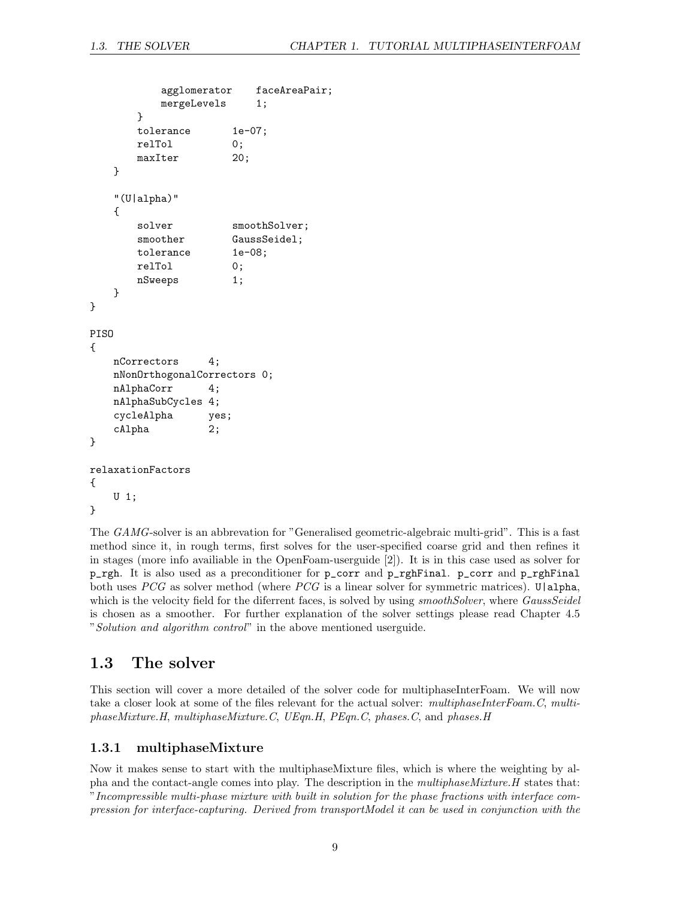```
            agglomerator    faceAreaPair;
            mergeLevels     1;
        }
        tolerance       1e-07;
        relTol          0;
        maxIter         20;
    }

    "(U|alpha)"
    {
        solver          smoothSolver;
        smoother        GaussSeidel;
        tolerance       1e-08;
        relTol          0;
        nSweeps         1;
    }
}

PISO
{
    nCorrectors     4;
    nNonOrthogonalCorrectors 0;
    nAlphaCorr      4;
    nAlphaSubCycles 4;
    cycleAlpha      yes;
    cAlpha          2;
}

relaxationFactors
{
    U 1;
}
```

The *GAMG*-solver is an abbrevation for "Generalised geometric-algebraic multi-grid". This is a fast method since it, in rough terms, first solves for the user-specified coarse grid and then refines it in stages (more info availiable in the OpenFoam-userguide [2]). It is in this case used as solver for `p_rgh`. It is also used as a preconditioner for `p_corr` and `p_rghFinal`. `p_corr` and `p_rghFinal` both uses *PCG* as solver method (where *PCG* is a linear solver for symmetric matrices). `U|alpha`, which is the velocity field for the diferrent faces, is solved by using *smoothSolver*, where *GaussSeidel* is chosen as a smoother. For further explanation of the solver settings please read Chapter 4.5 "*Solution and algorithm control*" in the above mentioned userguide.

## 1.3 The solver

This section will cover a more detailed of the solver code for multiphaseInterFoam. We will now take a closer look at some of the files relevant for the actual solver: *multiphaseInterFoam.C*, *multiphaseMixture.H*, *multiphaseMixture.C*, *UEqn.H*, *PEqn.C*, *phases.C*, and *phases.H*

### 1.3.1 multiphaseMixture

Now it makes sense to start with the multiphaseMixture files, which is where the weighting by alpha and the contact-angle comes into play. The description in the *multiphaseMixture.H* states that: "*Incompressible multi-phase mixture with built in solution for the phase fractions with interface compression for interface-capturing. Derived from transportModel it can be used in conjunction with the*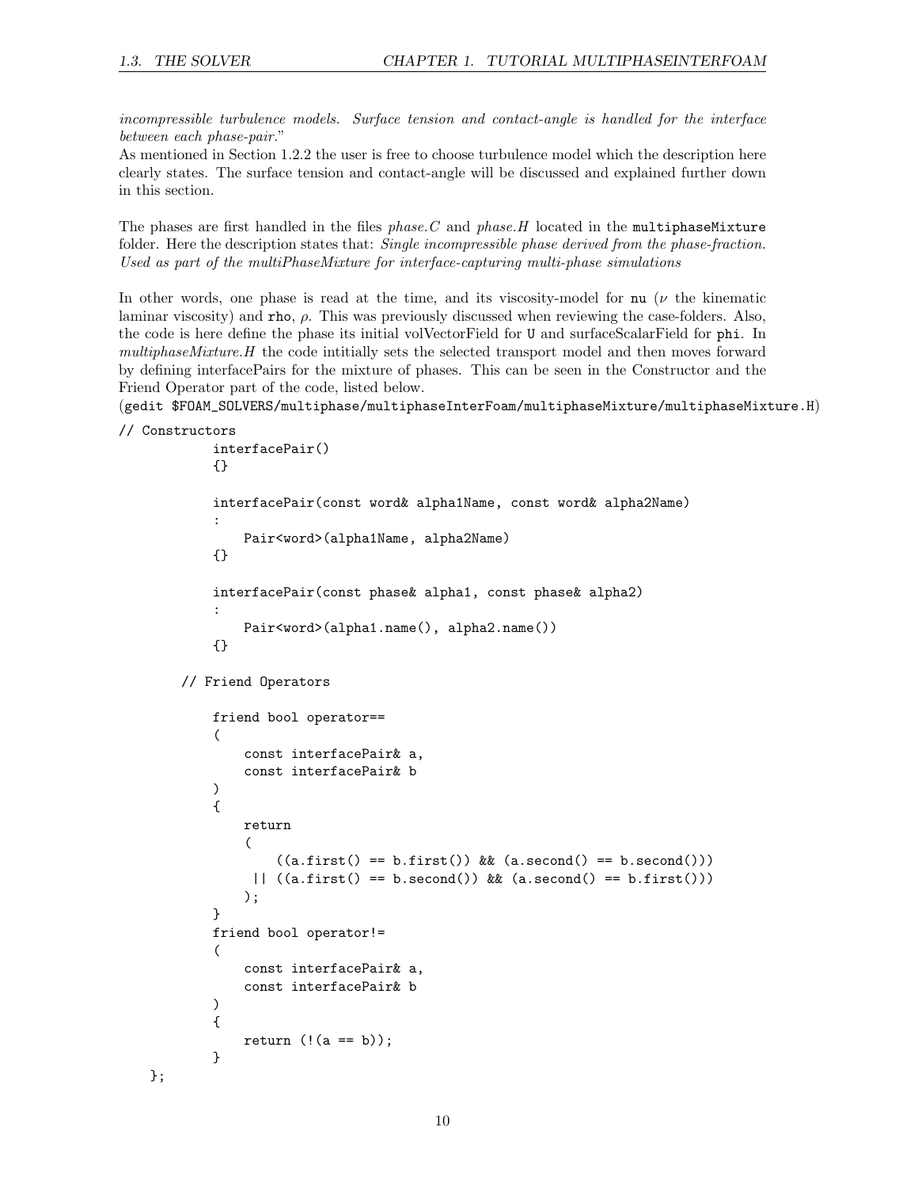*incompressible turbulence models. Surface tension and contact-angle is handled for the interface between each phase-pair.*"
As mentioned in Section 1.2.2 the user is free to choose turbulence model which the description here clearly states. The surface tension and contact-angle will be discussed and explained further down in this section.

The phases are first handled in the files *phase.C* and *phase.H* located in the `multiphaseMixture` folder. Here the description states that: *Single incompressible phase derived from the phase-fraction. Used as part of the multiPhaseMixture for interface-capturing multi-phase simulations*

In other words, one phase is read at the time, and its viscosity-model for `nu` ($\nu$ the kinematic laminar viscosity) and `rho`, $\rho$. This was previously discussed when reviewing the case-folders. Also, the code is here define the phase its initial volVectorField for `U` and surfaceScalarField for `phi`. In *multiphaseMixture.H* the code intitially sets the selected transport model and then moves forward by defining interfacePairs for the mixture of phases. This can be seen in the Constructor and the Friend Operator part of the code, listed below.
(`gedit $FOAM_SOLVERS/multiphase/multiphaseInterFoam/multiphaseMixture/multiphaseMixture.H`)

```
// Constructors
            interfacePair()
            {}

            interfacePair(const word& alpha1Name, const word& alpha2Name)
            :
                Pair<word>(alpha1Name, alpha2Name)
            {}

            interfacePair(const phase& alpha1, const phase& alpha2)
            :
                Pair<word>(alpha1.name(), alpha2.name())
            {}

        // Friend Operators

            friend bool operator==
            (
                const interfacePair& a,
                const interfacePair& b
            )
            {
                return
                (
                    ((a.first() == b.first()) && (a.second() == b.second()))
                 || ((a.first() == b.second()) && (a.second() == b.first()))
                );
            }
            friend bool operator!=
            (
                const interfacePair& a,
                const interfacePair& b
            )
            {
                return (!(a == b));
            }
    };
```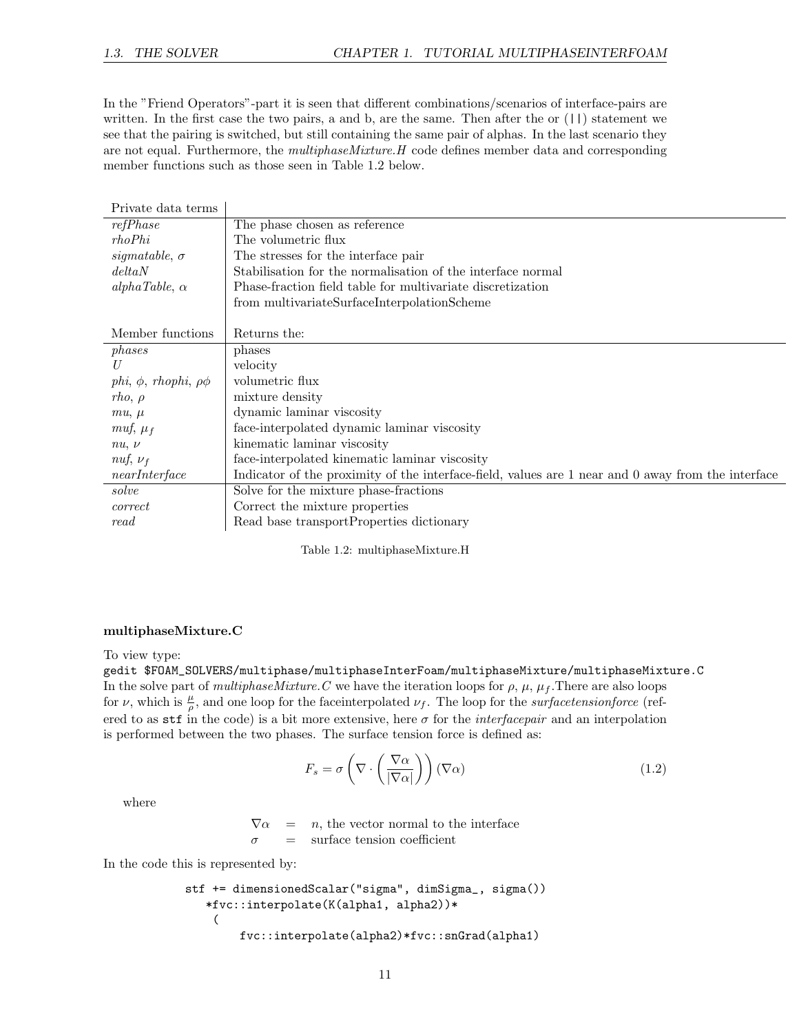In the "Friend Operators"-part it is seen that different combinations/scenarios of interface-pairs are written. In the first case the two pairs, a and b, are the same. Then after the or (||) statement we see that the pairing is switched, but still containing the same pair of alphas. In the last scenario they are not equal. Furthermore, the *multiphaseMixture.H* code defines member data and corresponding member functions such as those seen in Table 1.2 below.

| Private data terms | |
|---|---|
| *refPhase* | The phase chosen as reference |
| *rhoPhi* | The volumetric flux |
| *sigmatable*, $\sigma$ | The stresses for the interface pair |
| *deltaN* | Stabilisation for the normalisation of the interface normal |
| *alphaTable*, $\alpha$ | Phase-fraction field table for multivariate discretization from multivariateSurfaceInterpolationScheme |
| **Member functions** | **Returns the:** |
| *phases* | phases |
| *U* | velocity |
| *phi*, $\phi$, *rhophi*, $\rho\phi$ | volumetric flux |
| *rho*, $\rho$ | mixture density |
| *mu*, $\mu$ | dynamic laminar viscosity |
| *muf*, $\mu_f$ | face-interpolated dynamic laminar viscosity |
| *nu*, $\nu$ | kinematic laminar viscosity |
| *nuf*, $\nu_f$ | face-interpolated kinematic laminar viscosity |
| *nearInterface* | Indicator of the proximity of the interface-field, values are 1 near and 0 away from the interface |
| *solve* | Solve for the mixture phase-fractions |
| *correct* | Correct the mixture properties |
| *read* | Read base transportProperties dictionary |

Table 1.2: multiphaseMixture.H

**multiphaseMixture.C**

To view type:
`gedit $FOAM_SOLVERS/multiphase/multiphaseInterFoam/multiphaseMixture/multiphaseMixture.C`
In the solve part of *multiphaseMixture.C* we have the iteration loops for $\rho$, $\mu$, $\mu_f$.There are also loops for $\nu$, which is $\frac{\mu}{\rho}$, and one loop for the faceinterpolated $\nu_f$. The loop for the *surfacetensionforce* (refered to as `stf` in the code) is a bit more extensive, here $\sigma$ for the *interfacepair* and an interpolation is performed between the two phases. The surface tension force is defined as:

$$F_s = \sigma \left( \nabla \cdot \left( \frac{\nabla\alpha}{|\nabla\alpha|} \right) \right) (\nabla\alpha) \tag{1.2}$$

where

$\nabla\alpha$ = $n$, the vector normal to the interface
$\sigma$ = surface tension coefficient

In the code this is represented by:

```
stf += dimensionedScalar("sigma", dimSigma_, sigma())
   *fvc::interpolate(K(alpha1, alpha2))*
    (
        fvc::interpolate(alpha2)*fvc::snGrad(alpha1)
```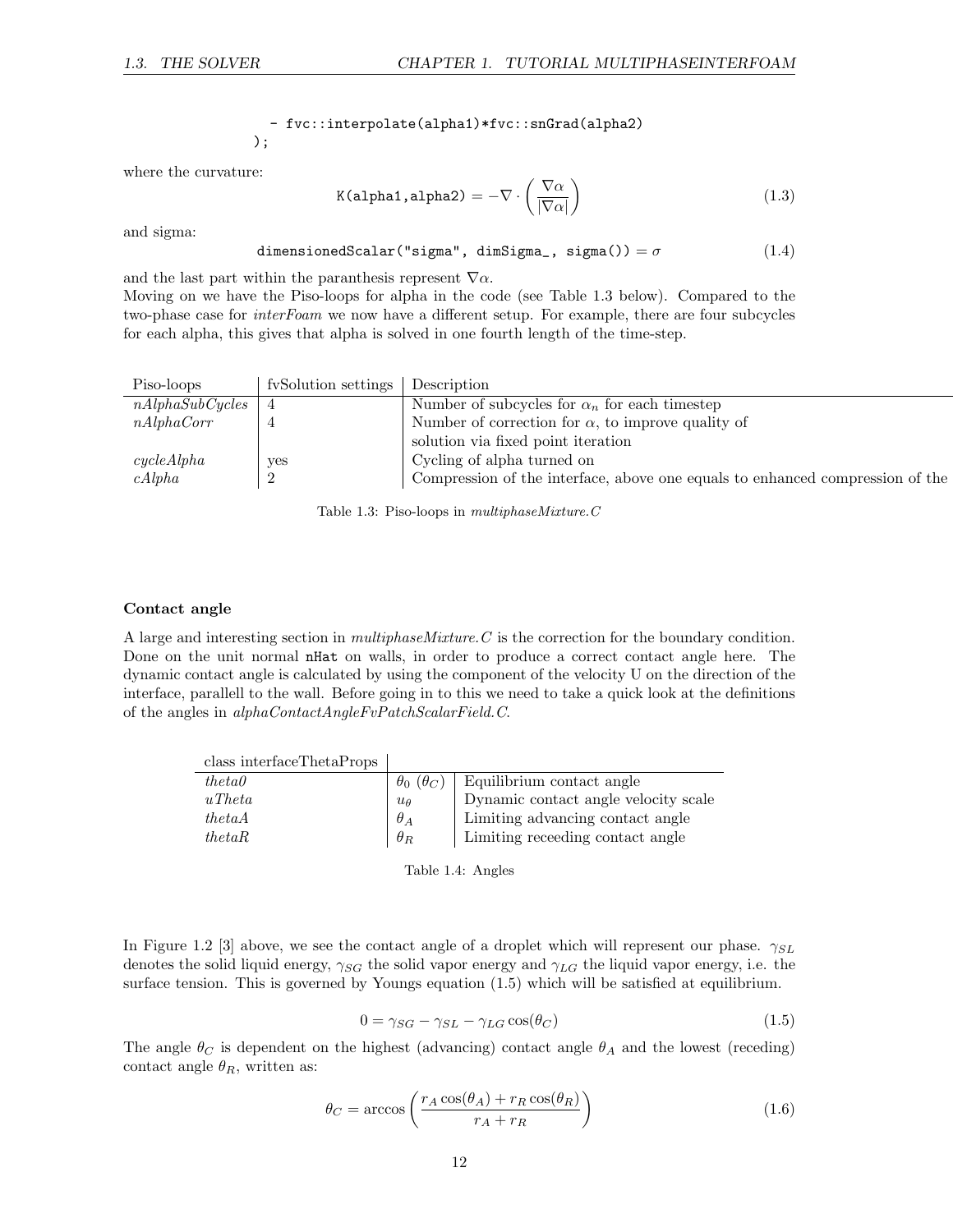```
    - fvc::interpolate(alpha1)*fvc::snGrad(alpha2)
);
```

where the curvature:

$$\texttt{K(alpha1,alpha2)} = -\nabla \cdot \left( \frac{\nabla \alpha}{|\nabla \alpha|} \right) \tag{1.3}$$

and sigma:

$$\texttt{dimensionedScalar("sigma", dimSigma\_, sigma())} = \sigma \tag{1.4}$$

and the last part within the paranthesis represent $\nabla\alpha$.
Moving on we have the Piso-loops for alpha in the code (see Table 1.3 below). Compared to the two-phase case for *interFoam* we now have a different setup. For example, there are four subcycles for each alpha, this gives that alpha is solved in one fourth length of the time-step.

| Piso-loops | fvSolution settings | Description |
|---|---|---|
| *nAlphaSubCycles* | 4 | Number of subcycles for $\alpha_n$ for each timestep |
| *nAlphaCorr* | 4 | Number of correction for $\alpha$, to improve quality of solution via fixed point iteration |
| *cycleAlpha* | yes | Cycling of alpha turned on |
| *cAlpha* | 2 | Compression of the interface, above one equals to enhanced compression of the |

Table 1.3: Piso-loops in *multiphaseMixture.C*

#### Contact angle

A large and interesting section in *multiphaseMixture.C* is the correction for the boundary condition. Done on the unit normal `nHat` on walls, in order to produce a correct contact angle here. The dynamic contact angle is calculated by using the component of the velocity U on the direction of the interface, parallell to the wall. Before going in to this we need to take a quick look at the definitions of the angles in *alphaContactAngleFvPatchScalarField.C*.

| class interfaceThetaProps | | |
|---|---|---|
| *theta0* | $\theta_0$ ($\theta_C$) | Equilibrium contact angle |
| *uTheta* | $u_\theta$ | Dynamic contact angle velocity scale |
| *thetaA* | $\theta_A$ | Limiting advancing contact angle |
| *thetaR* | $\theta_R$ | Limiting receeding contact angle |

Table 1.4: Angles

In Figure 1.2 [3] above, we see the contact angle of a droplet which will represent our phase. $\gamma_{SL}$ denotes the solid liquid energy, $\gamma_{SG}$ the solid vapor energy and $\gamma_{LG}$ the liquid vapor energy, i.e. the surface tension. This is governed by Youngs equation (1.5) which will be satisfied at equilibrium.

$$0 = \gamma_{SG} - \gamma_{SL} - \gamma_{LG}\cos(\theta_C) \tag{1.5}$$

The angle $\theta_C$ is dependent on the highest (advancing) contact angle $\theta_A$ and the lowest (receding) contact angle $\theta_R$, written as:

$$\theta_C = \arccos\left( \frac{r_A \cos(\theta_A) + r_R \cos(\theta_R)}{r_A + r_R} \right) \tag{1.6}$$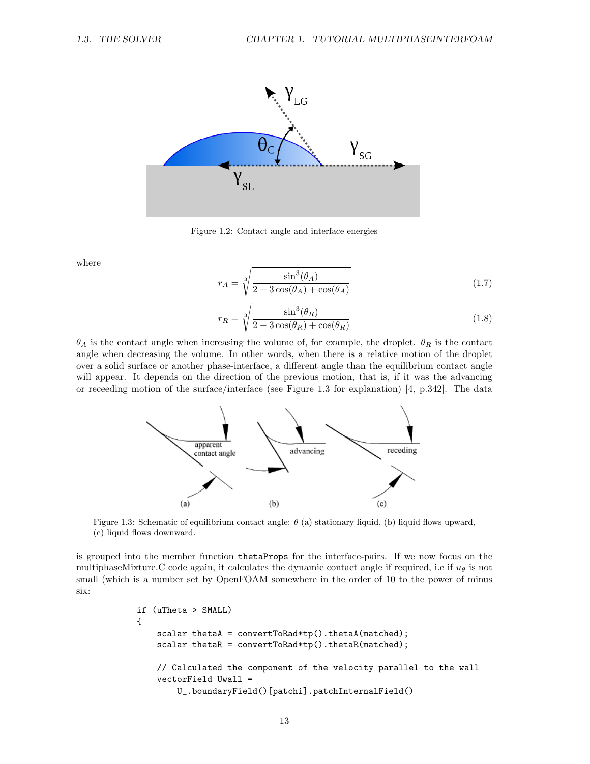Figure 1.2: Contact angle and interface energies

where

$$r_A = \sqrt[3]{\frac{\sin^3(\theta_A)}{2 - 3\cos(\theta_A) + \cos(\theta_A)}} \tag{1.7}$$

$$r_R = \sqrt[3]{\frac{\sin^3(\theta_R)}{2 - 3\cos(\theta_R) + \cos(\theta_R)}} \tag{1.8}$$

$\theta_A$ is the contact angle when increasing the volume of, for example, the droplet. $\theta_R$ is the contact angle when decreasing the volume. In other words, when there is a relative motion of the droplet over a solid surface or another phase-interface, a different angle than the equilibrium contact angle will appear. It depends on the direction of the previous motion, that is, if it was the advancing or receeding motion of the surface/interface (see Figure 1.3 for explanation) [4, p.342]. The data

Figure 1.3: Schematic of equilibrium contact angle: $\theta$ (a) stationary liquid, (b) liquid flows upward, (c) liquid flows downward.

is grouped into the member function `thetaProps` for the interface-pairs. If we now focus on the multiphaseMixture.C code again, it calculates the dynamic contact angle if required, i.e if $u_\theta$ is not small (which is a number set by OpenFOAM somewhere in the order of 10 to the power of minus six:

```
if (uTheta > SMALL)
{
    scalar thetaA = convertToRad*tp().thetaA(matched);
    scalar thetaR = convertToRad*tp().thetaR(matched);

    // Calculated the component of the velocity parallel to the wall
    vectorField Uwall =
        U_.boundaryField()[patchi].patchInternalField()
```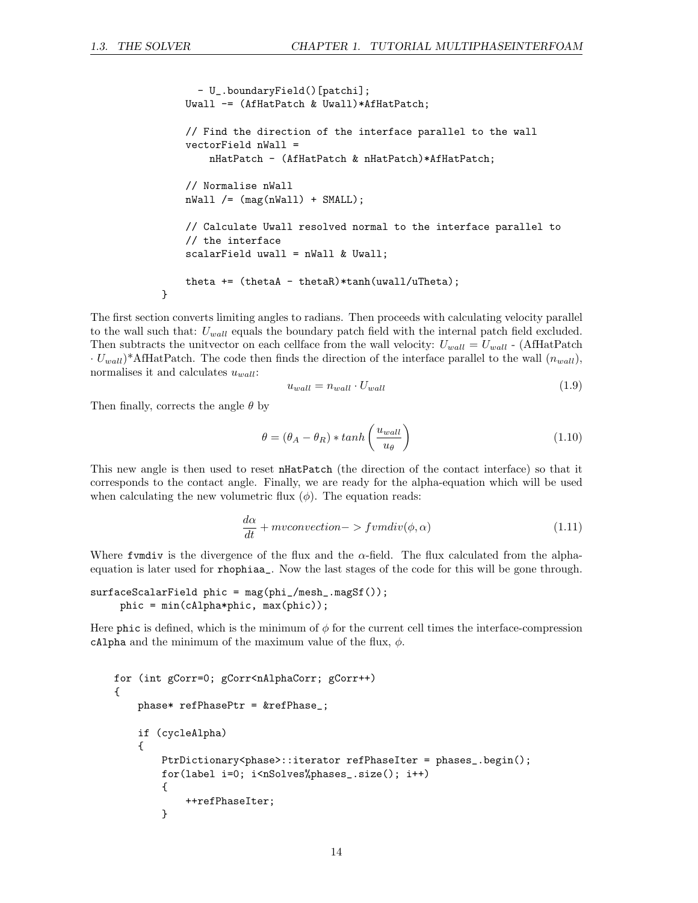```
                - U_.boundaryField()[patchi];
            Uwall -= (AfHatPatch & Uwall)*AfHatPatch;

            // Find the direction of the interface parallel to the wall
            vectorField nWall =
                nHatPatch - (AfHatPatch & nHatPatch)*AfHatPatch;

            // Normalise nWall
            nWall /= (mag(nWall) + SMALL);

            // Calculate Uwall resolved normal to the interface parallel to
            // the interface
            scalarField uwall = nWall & Uwall;

            theta += (thetaA - thetaR)*tanh(uwall/uTheta);
        }
```

The first section converts limiting angles to radians. Then proceeds with calculating velocity parallel to the wall such that: $U_{wall}$ equals the boundary patch field with the internal patch field excluded. Then subtracts the unitvector on each cellface from the wall velocity: $U_{wall} = U_{wall}$ - (AfHatPatch $\cdot$ $U_{wall}$)*AfHatPatch. The code then finds the direction of the interface parallel to the wall ($n_{wall}$), normalises it and calculates $u_{wall}$:

$$u_{wall} = n_{wall} \cdot U_{wall} \tag{1.9}$$

Then finally, corrects the angle $\theta$ by

$$\theta = (\theta_A - \theta_R) * tanh\left(\frac{u_{wall}}{u_\theta}\right) \tag{1.10}$$

This new angle is then used to reset `nHatPatch` (the direction of the contact interface) so that it corresponds to the contact angle. Finally, we are ready for the alpha-equation which will be used when calculating the new volumetric flux ($\phi$). The equation reads:

$$\frac{d\alpha}{dt} + mvconvection- > fvmdiv(\phi, \alpha) \tag{1.11}$$

Where `fvmdiv` is the divergence of the flux and the $\alpha$-field. The flux calculated from the alpha-equation is later used for `rhophiaa_`. Now the last stages of the code for this will be gone through.

```
surfaceScalarField phic = mag(phi_/mesh_.magSf());
     phic = min(cAlpha*phic, max(phic));
```

Here `phic` is defined, which is the minimum of $\phi$ for the current cell times the interface-compression `cAlpha` and the minimum of the maximum value of the flux, $\phi$.

```
    for (int gCorr=0; gCorr<nAlphaCorr; gCorr++)
    {
        phase* refPhasePtr = &refPhase_;

        if (cycleAlpha)
        {
            PtrDictionary<phase>::iterator refPhaseIter = phases_.begin();
            for(label i=0; i<nSolves%phases_.size(); i++)
            {
                ++refPhaseIter;
            }
```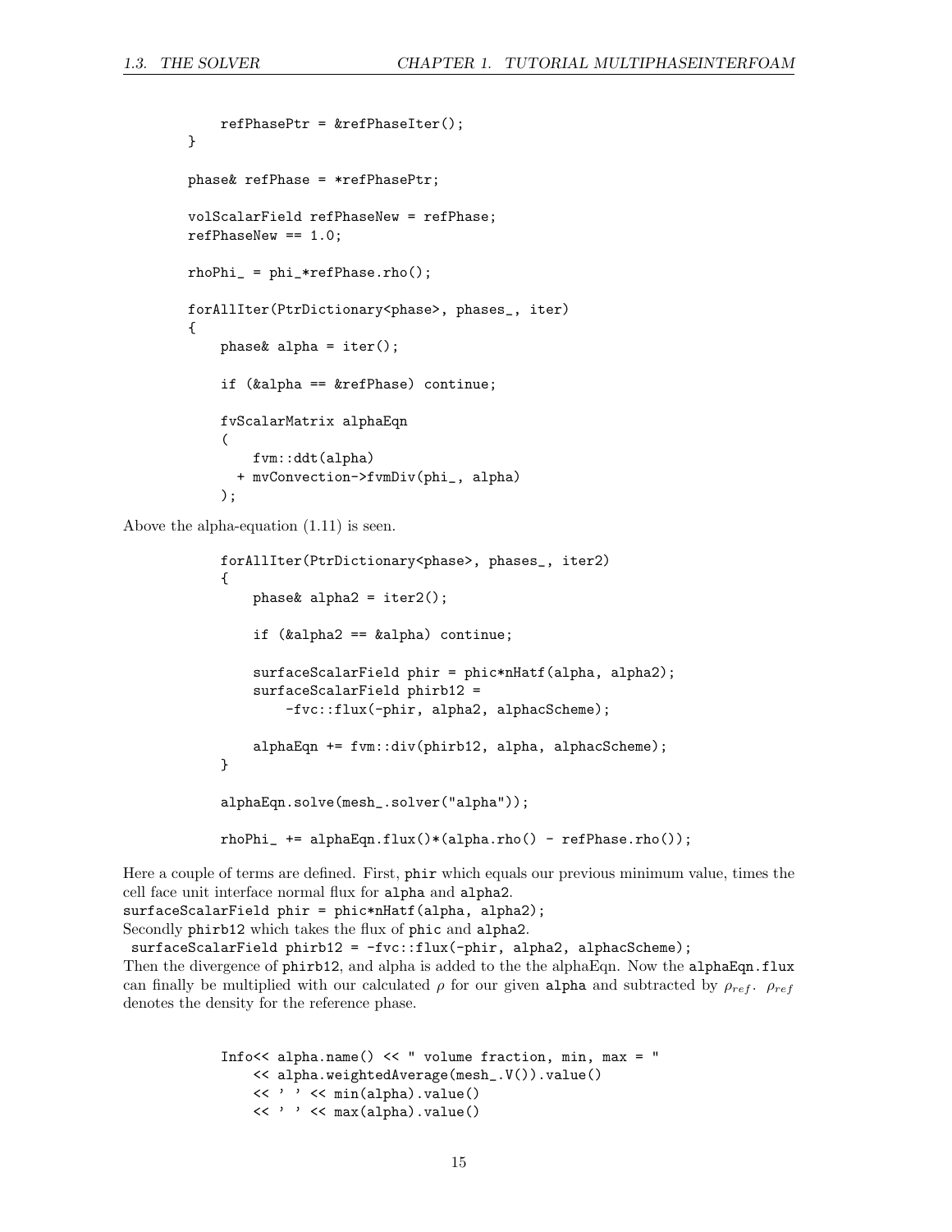```
            refPhasePtr = &refPhaseIter();
        }

        phase& refPhase = *refPhasePtr;

        volScalarField refPhaseNew = refPhase;
        refPhaseNew == 1.0;

        rhoPhi_ = phi_*refPhase.rho();

        forAllIter(PtrDictionary<phase>, phases_, iter)
        {
            phase& alpha = iter();

            if (&alpha == &refPhase) continue;

            fvScalarMatrix alphaEqn
            (
                fvm::ddt(alpha)
              + mvConvection->fvmDiv(phi_, alpha)
            );
```

Above the alpha-equation (1.11) is seen.

```
            forAllIter(PtrDictionary<phase>, phases_, iter2)
            {
                phase& alpha2 = iter2();

                if (&alpha2 == &alpha) continue;

                surfaceScalarField phir = phic*nHatf(alpha, alpha2);
                surfaceScalarField phirb12 =
                    -fvc::flux(-phir, alpha2, alphacScheme);

                alphaEqn += fvm::div(phirb12, alpha, alphacScheme);
            }

            alphaEqn.solve(mesh_.solver("alpha"));

            rhoPhi_ += alphaEqn.flux()*(alpha.rho() - refPhase.rho());
```

Here a couple of terms are defined. First, `phir` which equals our previous minimum value, times the cell face unit interface normal flux for `alpha` and `alpha2`.
`surfaceScalarField phir = phic*nHatf(alpha, alpha2);`
Secondly `phirb12` which takes the flux of `phic` and `alpha2`.
`surfaceScalarField phirb12 = -fvc::flux(-phir, alpha2, alphacScheme);`
Then the divergence of `phirb12`, and alpha is added to the the alphaEqn. Now the `alphaEqn.flux` can finally be multiplied with our calculated $\rho$ for our given `alpha` and subtracted by $\rho_{ref}$. $\rho_{ref}$ denotes the density for the reference phase.

```
            Info<< alpha.name() << " volume fraction, min, max = "
                << alpha.weightedAverage(mesh_.V()).value()
                << ' ' << min(alpha).value()
                << ' ' << max(alpha).value()
```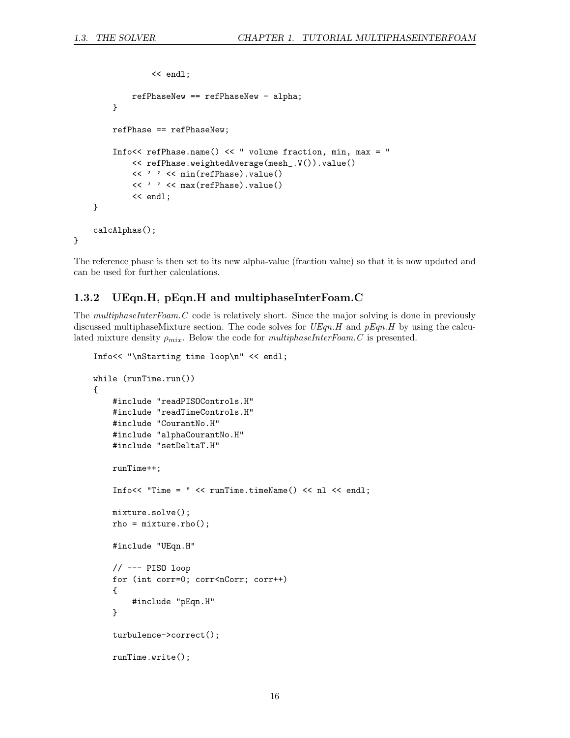```
            << endl;

        refPhaseNew == refPhaseNew - alpha;
    }

    refPhase == refPhaseNew;

    Info<< refPhase.name() << " volume fraction, min, max = "
        << refPhase.weightedAverage(mesh_.V()).value()
        << ' ' << min(refPhase).value()
        << ' ' << max(refPhase).value()
        << endl;
}

calcAlphas();
}
```

The reference phase is then set to its new alpha-value (fraction value) so that it is now updated and can be used for further calculations.

### 1.3.2 UEqn.H, pEqn.H and multiphaseInterFoam.C

The *multiphaseInterFoam.C* code is relatively short. Since the major solving is done in previously discussed multiphaseMixture section. The code solves for *UEqn.H* and *pEqn.H* by using the calculated mixture density $\rho_{mix}$. Below the code for *multiphaseInterFoam.C* is presented.

```
Info<< "\nStarting time loop\n" << endl;

while (runTime.run())
{
    #include "readPISOControls.H"
    #include "readTimeControls.H"
    #include "CourantNo.H"
    #include "alphaCourantNo.H"
    #include "setDeltaT.H"

    runTime++;

    Info<< "Time = " << runTime.timeName() << nl << endl;

    mixture.solve();
    rho = mixture.rho();

    #include "UEqn.H"

    // --- PISO loop
    for (int corr=0; corr<nCorr; corr++)
    {
        #include "pEqn.H"
    }

    turbulence->correct();

    runTime.write();
```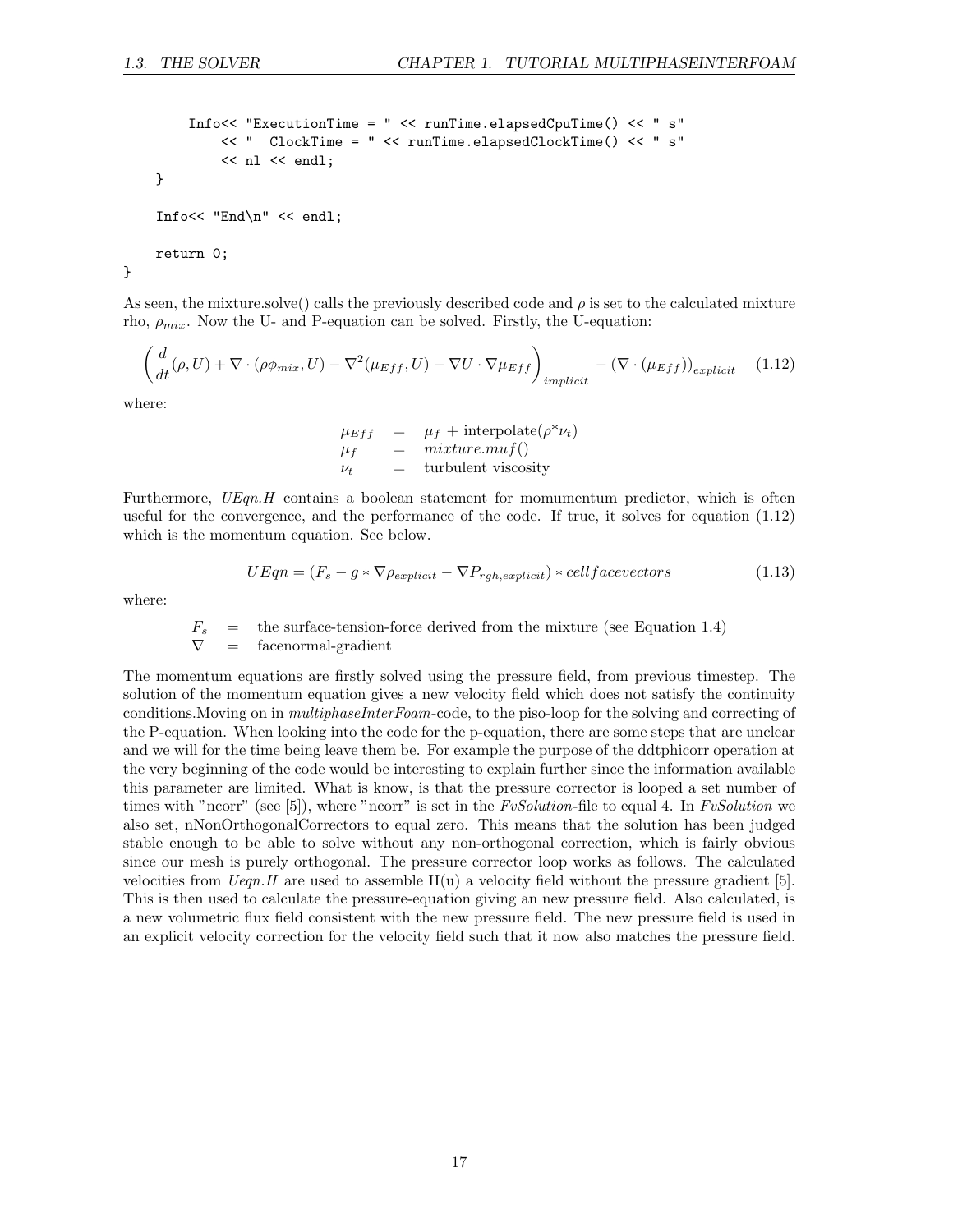```
        Info<< "ExecutionTime = " << runTime.elapsedCpuTime() << " s"
            << "  ClockTime = " << runTime.elapsedClockTime() << " s"
            << nl << endl;
    }

    Info<< "End\n" << endl;

    return 0;
}
```

As seen, the mixture.solve() calls the previously described code and $\rho$ is set to the calculated mixture rho, $\rho_{mix}$. Now the U- and P-equation can be solved. Firstly, the U-equation:

$$\left(\frac{d}{dt}(\rho, U) + \nabla \cdot (\rho\phi_{mix}, U) - \nabla^2(\mu_{Eff}, U) - \nabla U \cdot \nabla\mu_{Eff}\right)_{implicit} - (\nabla \cdot (\mu_{Eff}))_{explicit} \quad (1.12)$$

where:

$$\begin{aligned} \mu_{Eff} &= \mu_f + \text{interpolate}(\rho^* \nu_t) \\ \mu_f &= mixture.muf() \\ \nu_t &= \text{turbulent viscosity} \end{aligned}$$

Furthermore, *UEqn.H* contains a boolean statement for momumentum predictor, which is often useful for the convergence, and the performance of the code. If true, it solves for equation (1.12) which is the momentum equation. See below.

$$UEqn = (F_s - g * \nabla\rho_{explicit} - \nabla P_{rgh,explicit}) * cellfacevectors \quad (1.13)$$

where:

$$\begin{aligned} F_s &= \text{the surface-tension-force derived from the mixture (see Equation 1.4)} \\ \nabla &= \text{facenormal-gradient} \end{aligned}$$

The momentum equations are firstly solved using the pressure field, from previous timestep. The solution of the momentum equation gives a new velocity field which does not satisfy the continuity conditions.Moving on in *multiphaseInterFoam*-code, to the piso-loop for the solving and correcting of the P-equation. When looking into the code for the p-equation, there are some steps that are unclear and we will for the time being leave them be. For example the purpose of the ddtphicorr operation at the very beginning of the code would be interesting to explain further since the information available this parameter are limited. What is know, is that the pressure corrector is looped a set number of times with "ncorr" (see [5]), where "ncorr" is set in the *FvSolution*-file to equal 4. In *FvSolution* we also set, nNonOrthogonalCorrectors to equal zero. This means that the solution has been judged stable enough to be able to solve without any non-orthogonal correction, which is fairly obvious since our mesh is purely orthogonal. The pressure corrector loop works as follows. The calculated velocities from *Ueqn.H* are used to assemble H(u) a velocity field without the pressure gradient [5]. This is then used to calculate the pressure-equation giving an new pressure field. Also calculated, is a new volumetric flux field consistent with the new pressure field. The new pressure field is used in an explicit velocity correction for the velocity field such that it now also matches the pressure field.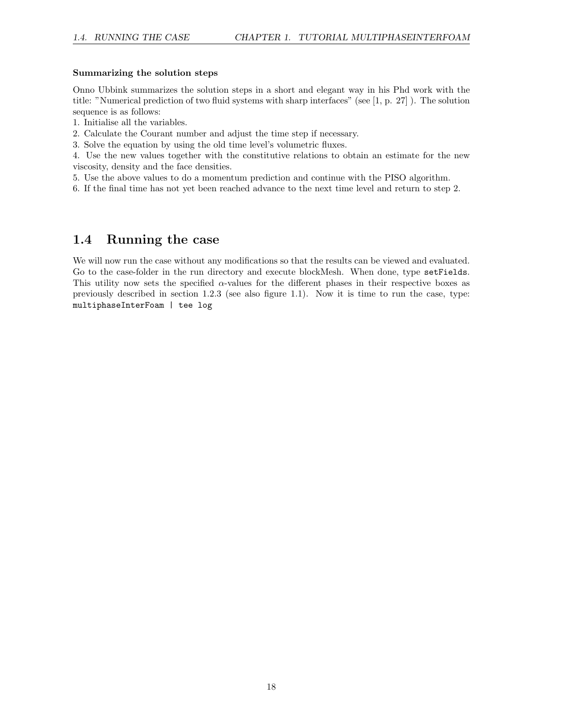**Summarizing the solution steps**

Onno Ubbink summarizes the solution steps in a short and elegant way in his Phd work with the title: "Numerical prediction of two fluid systems with sharp interfaces" (see [1, p. 27] ). The solution sequence is as follows:

1. Initialise all the variables.
2. Calculate the Courant number and adjust the time step if necessary.
3. Solve the equation by using the old time level's volumetric fluxes.
4. Use the new values together with the constitutive relations to obtain an estimate for the new viscosity, density and the face densities.
5. Use the above values to do a momentum prediction and continue with the PISO algorithm.
6. If the final time has not yet been reached advance to the next time level and return to step 2.

## 1.4 Running the case

We will now run the case without any modifications so that the results can be viewed and evaluated. Go to the case-folder in the run directory and execute blockMesh. When done, type `setFields`. This utility now sets the specified $\alpha$-values for the different phases in their respective boxes as previously described in section 1.2.3 (see also figure 1.1). Now it is time to run the case, type: `multiphaseInterFoam | tee log`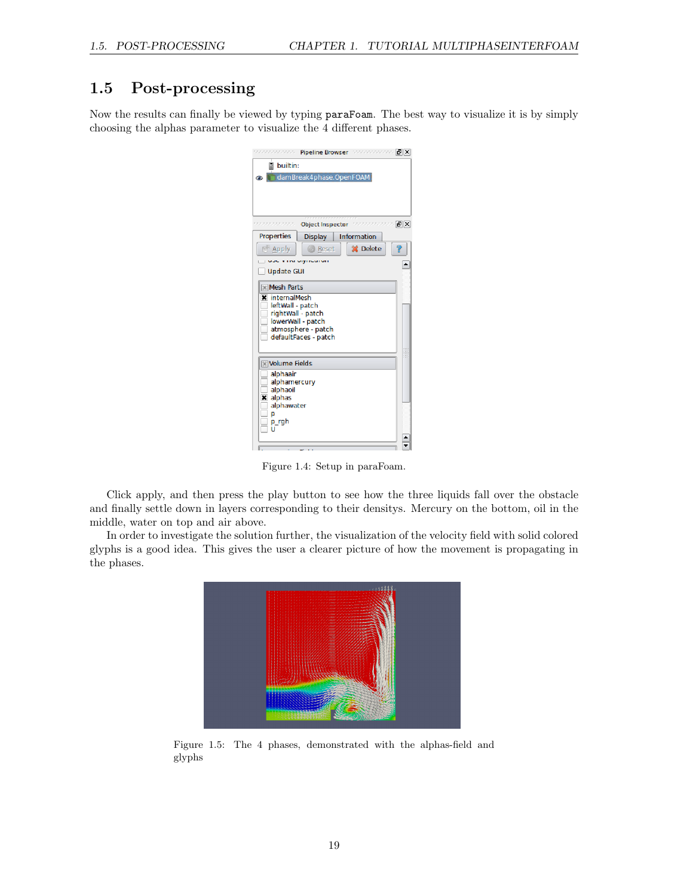## 1.5 Post-processing

Now the results can finally be viewed by typing `paraFoam`. The best way to visualize it is by simply choosing the alphas parameter to visualize the 4 different phases.

Figure 1.4: Setup in paraFoam.

Click apply, and then press the play button to see how the three liquids fall over the obstacle and finally settle down in layers corresponding to their densitys. Mercury on the bottom, oil in the middle, water on top and air above.

In order to investigate the solution further, the visualization of the velocity field with solid colored glyphs is a good idea. This gives the user a clearer picture of how the movement is propagating in the phases.

Figure 1.5: The 4 phases, demonstrated with the alphas-field and glyphs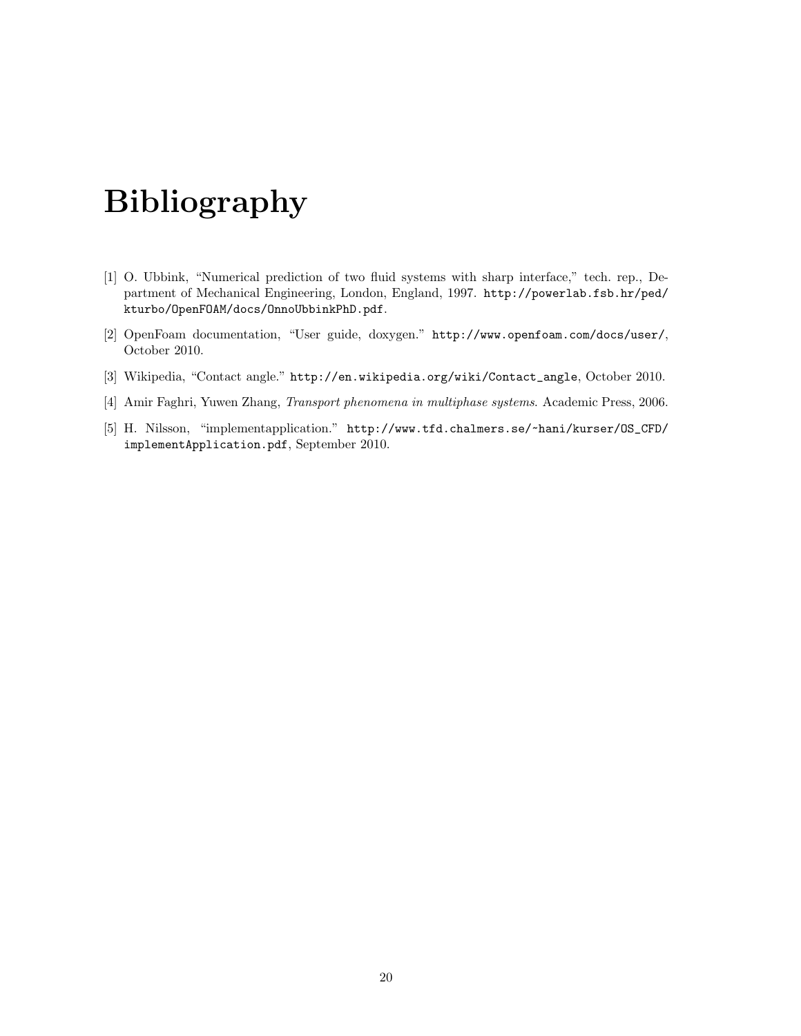# Bibliography

[1] O. Ubbink, "Numerical prediction of two fluid systems with sharp interface," tech. rep., Department of Mechanical Engineering, London, England, 1997. http://powerlab.fsb.hr/ped/kturbo/OpenFOAM/docs/OnnoUbbinkPhD.pdf.

[2] OpenFoam documentation, "User guide, doxygen." http://www.openfoam.com/docs/user/, October 2010.

[3] Wikipedia, "Contact angle." http://en.wikipedia.org/wiki/Contact_angle, October 2010.

[4] Amir Faghri, Yuwen Zhang, *Transport phenomena in multiphase systems*. Academic Press, 2006.

[5] H. Nilsson, "implementapplication." http://www.tfd.chalmers.se/~hani/kurser/OS_CFD/implementApplication.pdf, September 2010.